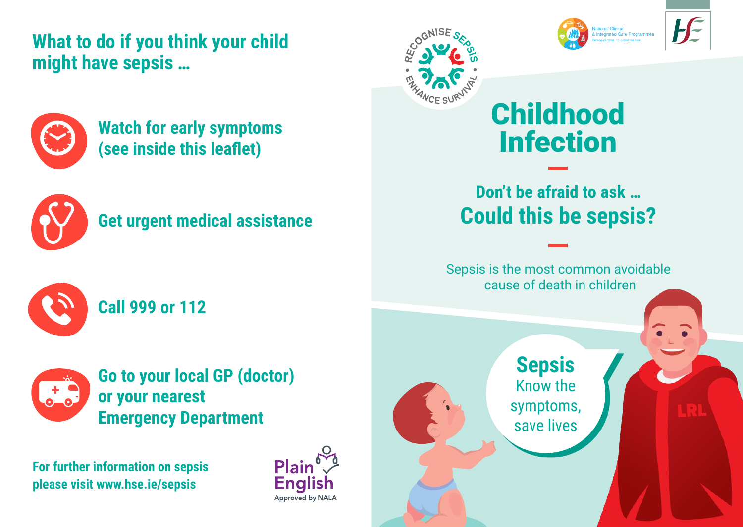## What to do if you think your child might have sepsis …

- **Watch for early symptoms (see inside this leaflet)**
- **Get urgent medical assistance**
- **Call 999 or 112**
- **Go to your local GP (doctor) or your nearest Emergency Department**

**For further information on sepsis please visit www.hse.ie/sepsis**

Plain English Approved by NALA

RECOGNISE SEPSIS • ENHANCE SURVIVAL •

National Clinical & Integrated Care Programmes
Person-centred, co-ordinated care

# Childhood Infection

## Don't be afraid to ask … Could this be sepsis?

Sepsis is the most common avoidable cause of death in children

**Sepsis**
Know the symptoms, save lives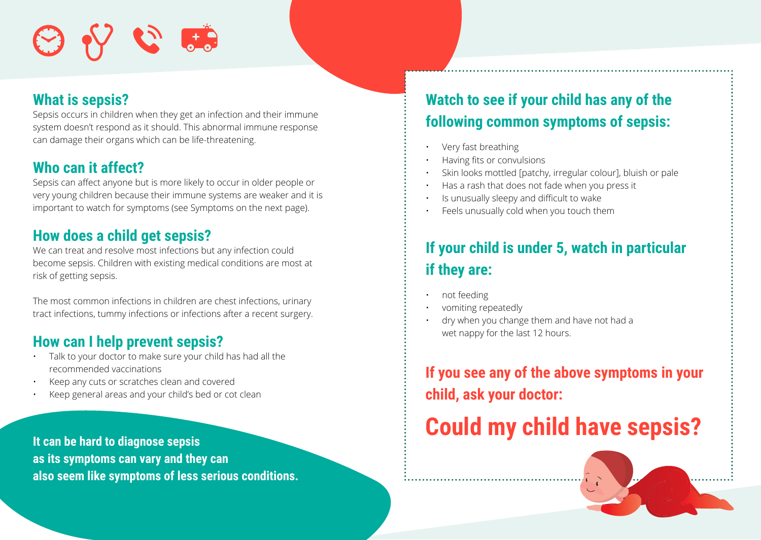## What is sepsis?

Sepsis occurs in children when they get an infection and their immune system doesn't respond as it should. This abnormal immune response can damage their organs which can be life-threatening.

## Who can it affect?

Sepsis can affect anyone but is more likely to occur in older people or very young children because their immune systems are weaker and it is important to watch for symptoms (see Symptoms on the next page).

## How does a child get sepsis?

We can treat and resolve most infections but any infection could become sepsis. Children with existing medical conditions are most at risk of getting sepsis.

The most common infections in children are chest infections, urinary tract infections, tummy infections or infections after a recent surgery.

## How can I help prevent sepsis?

- Talk to your doctor to make sure your child has had all the recommended vaccinations
- Keep any cuts or scratches clean and covered
- Keep general areas and your child's bed or cot clean

**It can be hard to diagnose sepsis as its symptoms can vary and they can also seem like symptoms of less serious conditions.**

## Watch to see if your child has any of the following common symptoms of sepsis:

- Very fast breathing
- Having fits or convulsions
- Skin looks mottled [patchy, irregular colour], bluish or pale
- Has a rash that does not fade when you press it
- Is unusually sleepy and difficult to wake
- Feels unusually cold when you touch them

## If your child is under 5, watch in particular if they are:

- not feeding
- vomiting repeatedly
- dry when you change them and have not had a wet nappy for the last 12 hours.

## If you see any of the above symptoms in your child, ask your doctor:

# Could my child have sepsis?